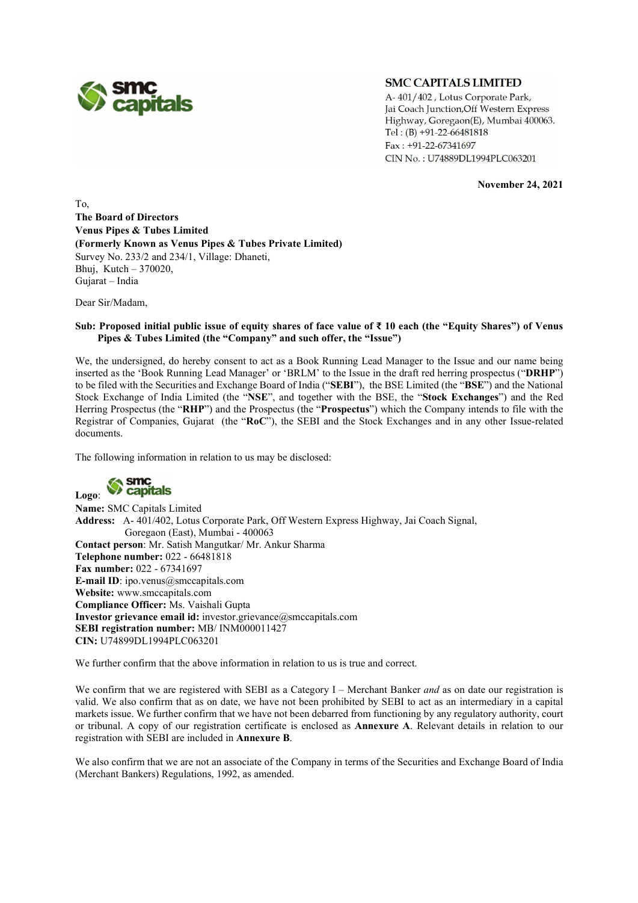**SMC CAPITALS LIMITED**
A- 401/402 , Lotus Corporate Park,
Jai Coach Junction,Off Western Express
Highway, Goregaon(E), Mumbai 400063.
Tel : (B) +91-22-66481818
Fax : +91-22-67341697
CIN No. : U74889DL1994PLC063201

**November 24, 2021**

To,
**The Board of Directors**
**Venus Pipes & Tubes Limited**
**(Formerly Known as Venus Pipes & Tubes Private Limited)**
Survey No. 233/2 and 234/1, Village: Dhaneti,
Bhuj, Kutch – 370020,
Gujarat – India

Dear Sir/Madam,

**Sub: Proposed initial public issue of equity shares of face value of ₹ 10 each (the "Equity Shares") of Venus Pipes & Tubes Limited (the "Company" and such offer, the "Issue")**

We, the undersigned, do hereby consent to act as a Book Running Lead Manager to the Issue and our name being inserted as the 'Book Running Lead Manager' or 'BRLM' to the Issue in the draft red herring prospectus ("**DRHP**") to be filed with the Securities and Exchange Board of India ("**SEBI**"), the BSE Limited (the "**BSE**") and the National Stock Exchange of India Limited (the "**NSE**", and together with the BSE, the "**Stock Exchanges**") and the Red Herring Prospectus (the "**RHP**") and the Prospectus (the "**Prospectus**") which the Company intends to file with the Registrar of Companies, Gujarat (the "**RoC**"), the SEBI and the Stock Exchanges and in any other Issue-related documents.

The following information in relation to us may be disclosed:

**Logo**:
**Name:** SMC Capitals Limited
**Address:** A- 401/402, Lotus Corporate Park, Off Western Express Highway, Jai Coach Signal, Goregaon (East), Mumbai - 400063
**Contact person**: Mr. Satish Mangutkar/ Mr. Ankur Sharma
**Telephone number:** 022 - 66481818
**Fax number:** 022 - 67341697
**E-mail ID**: ipo.venus@smccapitals.com
**Website:** www.smccapitals.com
**Compliance Officer:** Ms. Vaishali Gupta
**Investor grievance email id:** investor.grievance@smccapitals.com
**SEBI registration number:** MB/ INM000011427
**CIN:** U74899DL1994PLC063201

We further confirm that the above information in relation to us is true and correct.

We confirm that we are registered with SEBI as a Category I – Merchant Banker *and* as on date our registration is valid. We also confirm that as on date, we have not been prohibited by SEBI to act as an intermediary in a capital markets issue. We further confirm that we have not been debarred from functioning by any regulatory authority, court or tribunal. A copy of our registration certificate is enclosed as **Annexure A**. Relevant details in relation to our registration with SEBI are included in **Annexure B**.

We also confirm that we are not an associate of the Company in terms of the Securities and Exchange Board of India (Merchant Bankers) Regulations, 1992, as amended.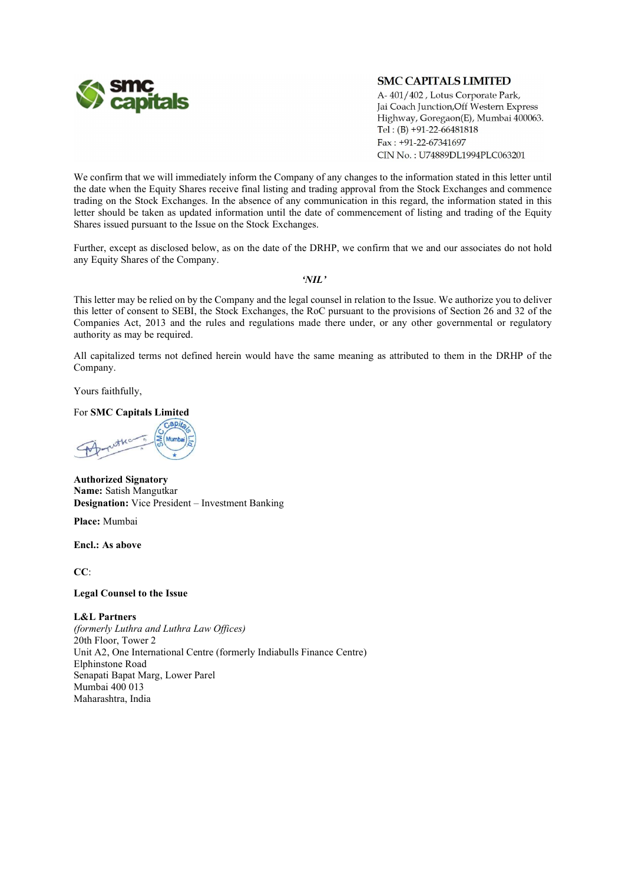**SMC CAPITALS LIMITED**
A- 401/402 , Lotus Corporate Park,
Jai Coach Junction,Off Western Express
Highway, Goregaon(E), Mumbai 400063.
Tel : (B) +91-22-66481818
Fax : +91-22-67341697
CIN No. : U74889DL1994PLC063201

We confirm that we will immediately inform the Company of any changes to the information stated in this letter until the date when the Equity Shares receive final listing and trading approval from the Stock Exchanges and commence trading on the Stock Exchanges. In the absence of any communication in this regard, the information stated in this letter should be taken as updated information until the date of commencement of listing and trading of the Equity Shares issued pursuant to the Issue on the Stock Exchanges.

Further, except as disclosed below, as on the date of the DRHP, we confirm that we and our associates do not hold any Equity Shares of the Company.

***'NIL'***

This letter may be relied on by the Company and the legal counsel in relation to the Issue. We authorize you to deliver this letter of consent to SEBI, the Stock Exchanges, the RoC pursuant to the provisions of Section 26 and 32 of the Companies Act, 2013 and the rules and regulations made there under, or any other governmental or regulatory authority as may be required.

All capitalized terms not defined herein would have the same meaning as attributed to them in the DRHP of the Company.

Yours faithfully,

For **SMC Capitals Limited**

**Authorized Signatory**
**Name:** Satish Mangutkar
**Designation:** Vice President – Investment Banking

**Place:** Mumbai

**Encl.: As above**

**CC**:

**Legal Counsel to the Issue**

**L&L Partners**
*(formerly Luthra and Luthra Law Offices)*
20th Floor, Tower 2
Unit A2, One International Centre (formerly Indiabulls Finance Centre)
Elphinstone Road
Senapati Bapat Marg, Lower Parel
Mumbai 400 013
Maharashtra, India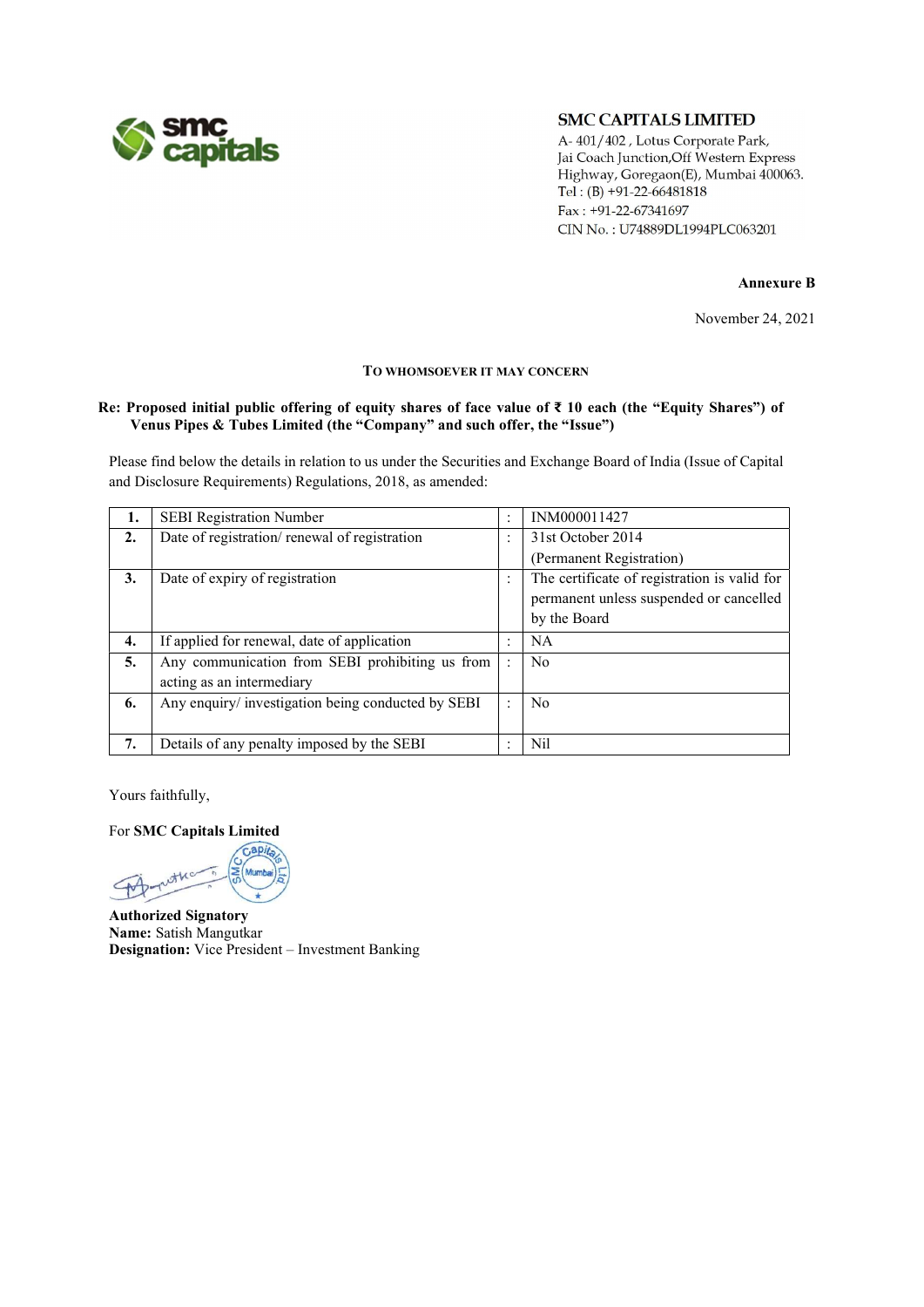**SMC CAPITALS LIMITED**
A- 401/402 , Lotus Corporate Park,
Jai Coach Junction,Off Western Express
Highway, Goregaon(E), Mumbai 400063.
Tel : (B) +91-22-66481818
Fax : +91-22-67341697
CIN No. : U74889DL1994PLC063201

**Annexure B**

November 24, 2021

**TO WHOMSOEVER IT MAY CONCERN**

**Re: Proposed initial public offering of equity shares of face value of ₹ 10 each (the "Equity Shares") of Venus Pipes & Tubes Limited (the "Company" and such offer, the "Issue")**

Please find below the details in relation to us under the Securities and Exchange Board of India (Issue of Capital and Disclosure Requirements) Regulations, 2018, as amended:

| | | | |
|---|---|---|---|
| **1.** | SEBI Registration Number | : | INM000011427 |
| **2.** | Date of registration/ renewal of registration | : | 31st October 2014 (Permanent Registration) |
| **3.** | Date of expiry of registration | : | The certificate of registration is valid for permanent unless suspended or cancelled by the Board |
| **4.** | If applied for renewal, date of application | : | NA |
| **5.** | Any communication from SEBI prohibiting us from acting as an intermediary | : | No |
| **6.** | Any enquiry/ investigation being conducted by SEBI | : | No |
| **7.** | Details of any penalty imposed by the SEBI | : | Nil |

Yours faithfully,

For **SMC Capitals Limited**

**Authorized Signatory**
**Name:** Satish Mangutkar
**Designation:** Vice President – Investment Banking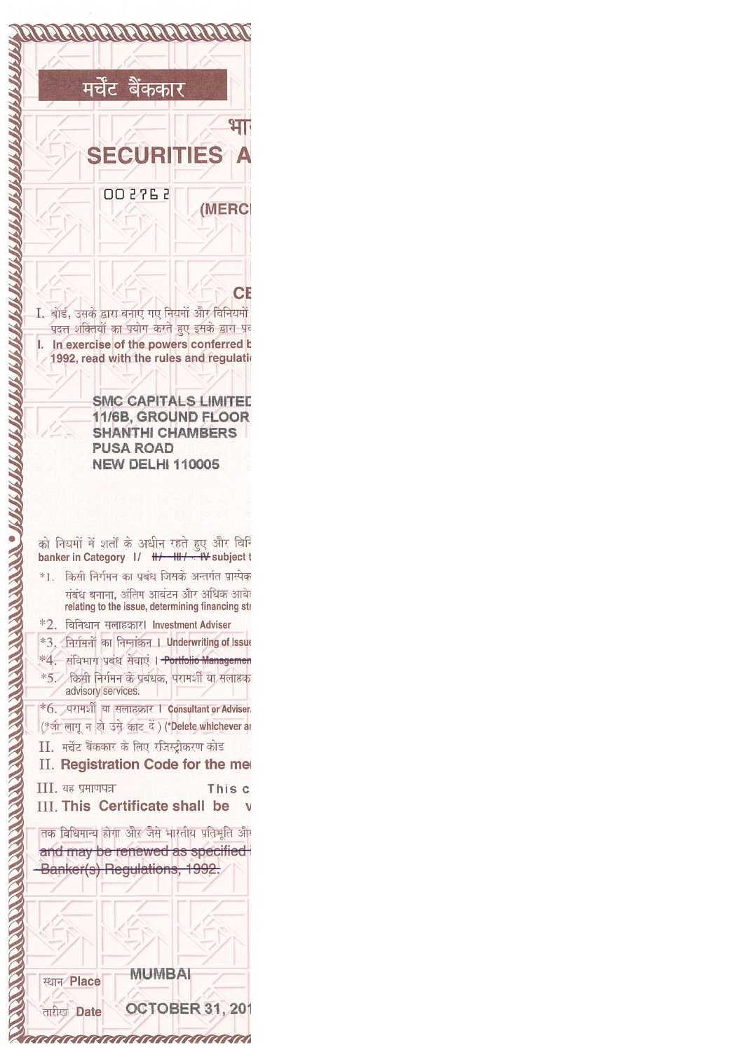मर्चेंट बैंकार

भा

# SECURITIES A

00 2762

(MERC

CE

I. बोर्ड, उसके द्वारा बनाए गए नियमों और विनियमों
प्रदत्त शक्तियों का प्रयोग करते हुए इसके द्वारा प्र

I. In exercise of the powers conferred b
1992, read with the rules and regulati

**SMC CAPITALS LIMITED**
**11/6B, GROUND FLOOR**
**SHANTHI CHAMBERS**
**PUSA ROAD**
**NEW DELHI 110005**

को नियमों में शर्तों के अधीन रहते हुए और विनि
banker in Category I/ ~~II/ III / IV~~ subject t

*1. किसी निर्गमन का प्रबंध जिसके अन्तर्गत प्रास्पेक
संबंध बनाना, अंतिम आबंटन और अधिक आवे
relating to the issue, determining financing str

*2. विनिधान सलाहकार। Investment Adviser

*3. निर्गमनों का निम्नांकन । Underwriting of Issue

*4. संविभाग प्रबंध सेवाएं । ~~Portfolio Managemen~~

*5. किसी निर्गमन के प्रबंधक, परामर्शी या सलाहक
advisory services.

*6. परामर्शी या सलाहकार । Consultant or Adviser

(*जो लागू न हो उसे काट दें ) (*Delete whichever a

II. मर्चेंट बैंककार के लिए रजिस्ट्रीकरण कोड

II. Registration Code for the me

III. यह प्रमाणपत्र This c

III. This Certificate shall be v

तक विधिमान्य होगा और जैसे भारतीय प्रतिभूति औ
~~and may be renewed as specified~~
~~Banker(s) Regulations, 1992.~~

स्थान Place MUMBAI

तारीख Date OCTOBER 31, 201